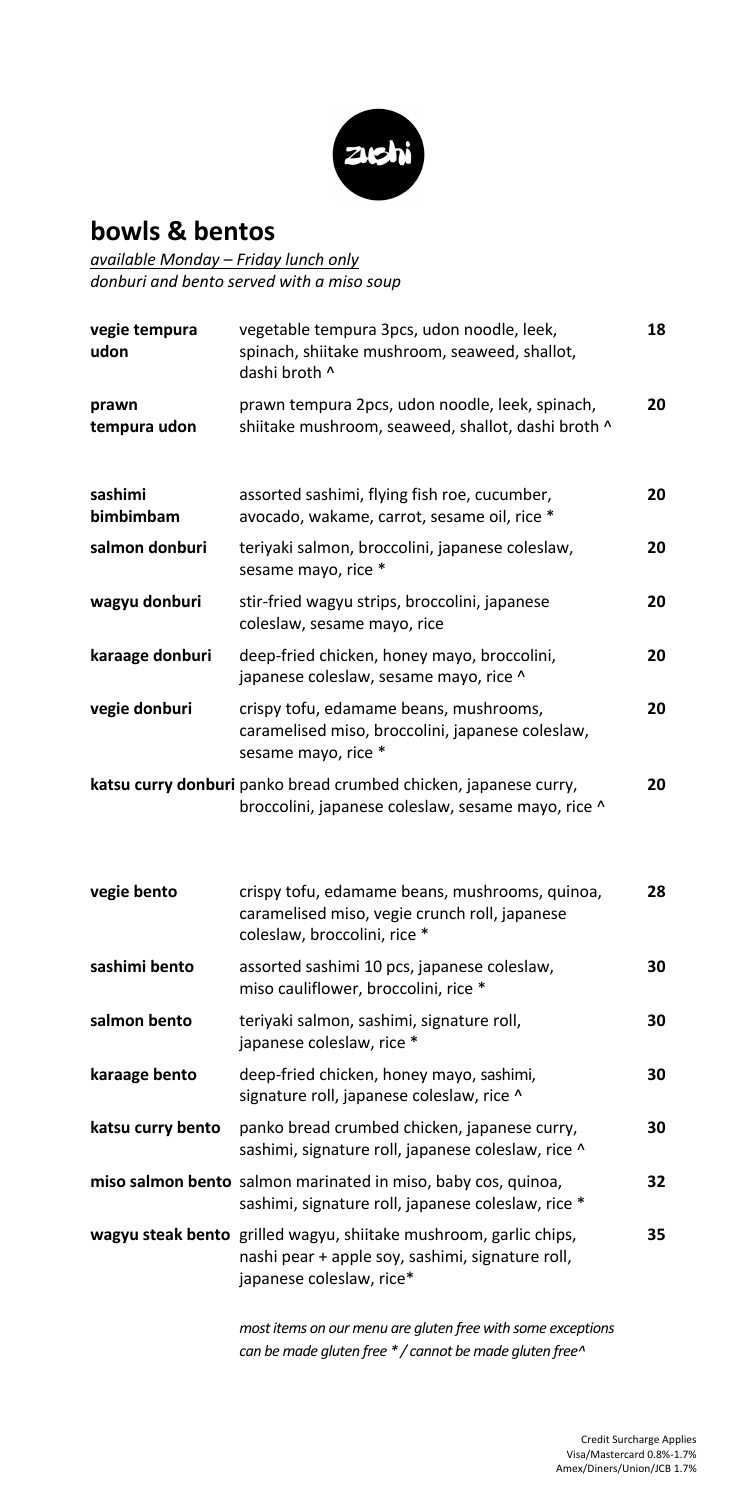zushi

## bowls & bentos

*available Monday – Friday lunch only*
*donburi and bento served with a miso soup*

| | | |
|---|---|---|
| **vegie tempura udon** | vegetable tempura 3pcs, udon noodle, leek, spinach, shiitake mushroom, seaweed, shallot, dashi broth ^ | 18 |
| **prawn tempura udon** | prawn tempura 2pcs, udon noodle, leek, spinach, shiitake mushroom, seaweed, shallot, dashi broth ^ | 20 |
| **sashimi bimbimbam** | assorted sashimi, flying fish roe, cucumber, avocado, wakame, carrot, sesame oil, rice * | 20 |
| **salmon donburi** | teriyaki salmon, broccolini, japanese coleslaw, sesame mayo, rice * | 20 |
| **wagyu donburi** | stir-fried wagyu strips, broccolini, japanese coleslaw, sesame mayo, rice | 20 |
| **karaage donburi** | deep-fried chicken, honey mayo, broccolini, japanese coleslaw, sesame mayo, rice ^ | 20 |
| **vegie donburi** | crispy tofu, edamame beans, mushrooms, caramelised miso, broccolini, japanese coleslaw, sesame mayo, rice * | 20 |
| **katsu curry donburi** | panko bread crumbed chicken, japanese curry, broccolini, japanese coleslaw, sesame mayo, rice ^ | 20 |
| **vegie bento** | crispy tofu, edamame beans, mushrooms, quinoa, caramelised miso, vegie crunch roll, japanese coleslaw, broccolini, rice * | 28 |
| **sashimi bento** | assorted sashimi 10 pcs, japanese coleslaw, miso cauliflower, broccolini, rice * | 30 |
| **salmon bento** | teriyaki salmon, sashimi, signature roll, japanese coleslaw, rice * | 30 |
| **karaage bento** | deep-fried chicken, honey mayo, sashimi, signature roll, japanese coleslaw, rice ^ | 30 |
| **katsu curry bento** | panko bread crumbed chicken, japanese curry, sashimi, signature roll, japanese coleslaw, rice ^ | 30 |
| **miso salmon bento** | salmon marinated in miso, baby cos, quinoa, sashimi, signature roll, japanese coleslaw, rice * | 32 |
| **wagyu steak bento** | grilled wagyu, shiitake mushroom, garlic chips, nashi pear + apple soy, sashimi, signature roll, japanese coleslaw, rice* | 35 |

*most items on our menu are gluten free with some exceptions*
*can be made gluten free * / cannot be made gluten free^*

Credit Surcharge Applies
Visa/Mastercard 0.8%-1.7%
Amex/Diners/Union/JCB 1.7%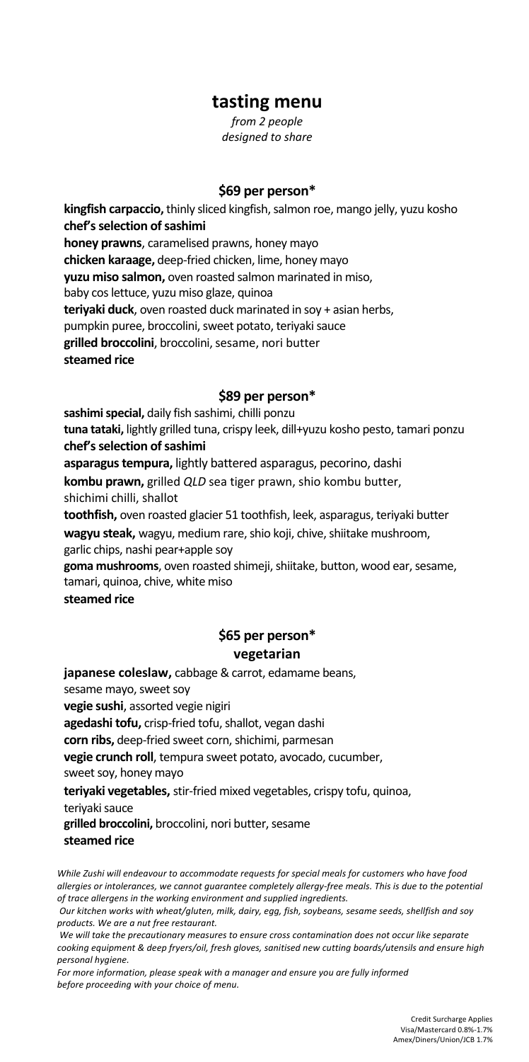# tasting menu

*from 2 people*
*designed to share*

## $69 per person*

**kingfish carpaccio,** thinly sliced kingfish, salmon roe, mango jelly, yuzu kosho
**chef's selection of sashimi**
**honey prawns**, caramelised prawns, honey mayo
**chicken karaage,** deep-fried chicken, lime, honey mayo
**yuzu miso salmon,** oven roasted salmon marinated in miso, baby cos lettuce, yuzu miso glaze, quinoa
**teriyaki duck**, oven roasted duck marinated in soy + asian herbs, pumpkin puree, broccolini, sweet potato, teriyaki sauce
**grilled broccolini**, broccolini, sesame, nori butter
**steamed rice**

## $89 per person*

**sashimi special,** daily fish sashimi, chilli ponzu
**tuna tataki,** lightly grilled tuna, crispy leek, dill+yuzu kosho pesto, tamari ponzu
**chef's selection of sashimi**
**asparagus tempura,** lightly battered asparagus, pecorino, dashi
**kombu prawn,** grilled *QLD* sea tiger prawn, shio kombu butter, shichimi chilli, shallot
**toothfish,** oven roasted glacier 51 toothfish, leek, asparagus, teriyaki butter
**wagyu steak,** wagyu, medium rare, shio koji, chive, shiitake mushroom, garlic chips, nashi pear+apple soy
**goma mushrooms**, oven roasted shimeji, shiitake, button, wood ear, sesame, tamari, quinoa, chive, white miso
**steamed rice**

## $65 per person*
### vegetarian

**japanese coleslaw,** cabbage & carrot, edamame beans, sesame mayo, sweet soy
**vegie sushi**, assorted vegie nigiri
**agedashi tofu,** crisp-fried tofu, shallot, vegan dashi
**corn ribs,** deep-fried sweet corn, shichimi, parmesan
**vegie crunch roll**, tempura sweet potato, avocado, cucumber, sweet soy, honey mayo
**teriyaki vegetables,** stir-fried mixed vegetables, crispy tofu, quinoa, teriyaki sauce
**grilled broccolini,** broccolini, nori butter, sesame
**steamed rice**

*While Zushi will endeavour to accommodate requests for special meals for customers who have food allergies or intolerances, we cannot guarantee completely allergy-free meals. This is due to the potential of trace allergens in the working environment and supplied ingredients.*
*Our kitchen works with wheat/gluten, milk, dairy, egg, fish, soybeans, sesame seeds, shellfish and soy products. We are a nut free restaurant.*
*We will take the precautionary measures to ensure cross contamination does not occur like separate cooking equipment & deep fryers/oil, fresh gloves, sanitised new cutting boards/utensils and ensure high personal hygiene.*
*For more information, please speak with a manager and ensure you are fully informed before proceeding with your choice of menu.*

Credit Surcharge Applies
Visa/Mastercard 0.8%-1.7%
Amex/Diners/Union/JCB 1.7%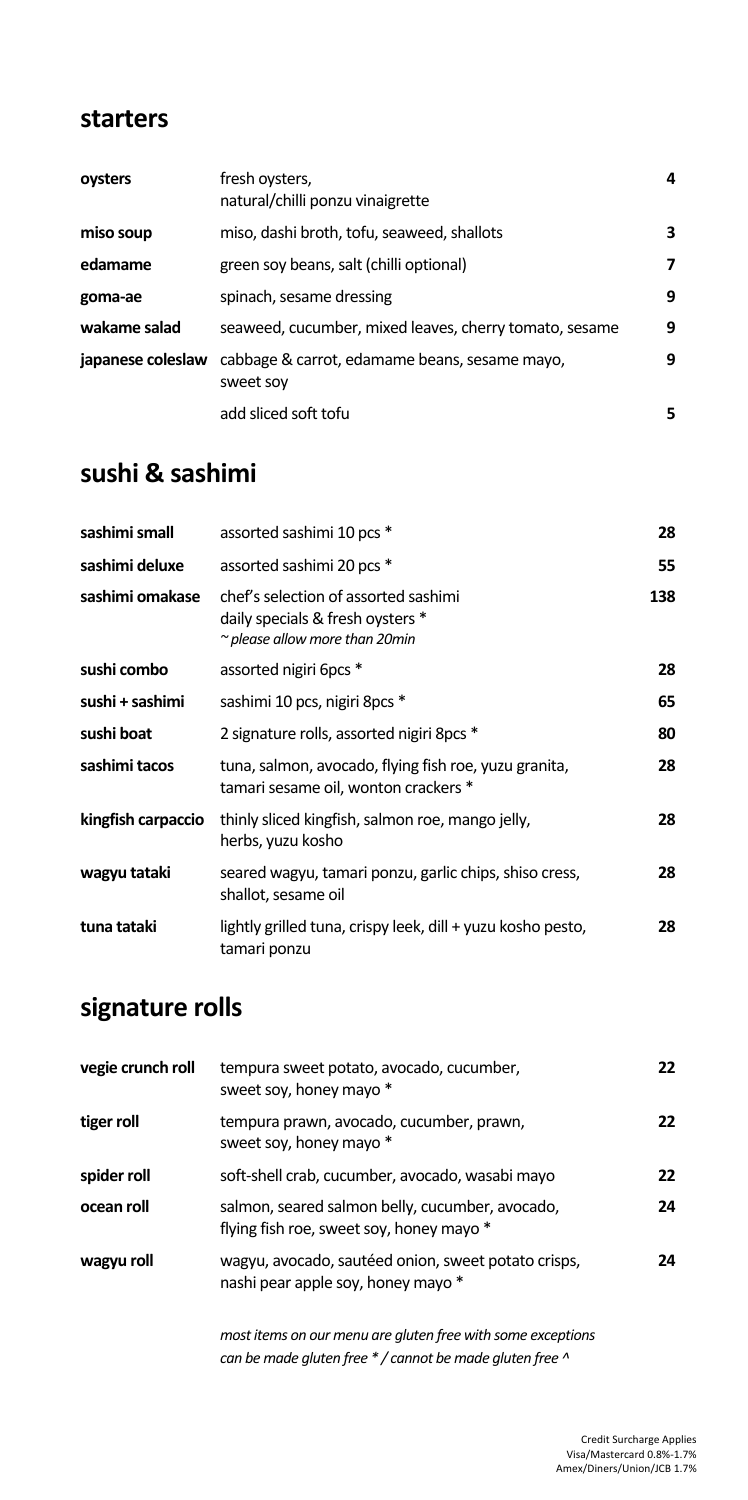## starters

| | | |
|---|---|---|
| **oysters** | fresh oysters, natural/chilli ponzu vinaigrette | **4** |
| **miso soup** | miso, dashi broth, tofu, seaweed, shallots | **3** |
| **edamame** | green soy beans, salt (chilli optional) | **7** |
| **goma-ae** | spinach, sesame dressing | **9** |
| **wakame salad** | seaweed, cucumber, mixed leaves, cherry tomato, sesame | **9** |
| **japanese coleslaw** | cabbage & carrot, edamame beans, sesame mayo, sweet soy | **9** |
| | add sliced soft tofu | **5** |

## sushi & sashimi

| | | |
|---|---|---|
| **sashimi small** | assorted sashimi 10 pcs * | **28** |
| **sashimi deluxe** | assorted sashimi 20 pcs * | **55** |
| **sashimi omakase** | chef's selection of assorted sashimi daily specials & fresh oysters * *~ please allow more than 20min* | **138** |
| **sushi combo** | assorted nigiri 6pcs * | **28** |
| **sushi + sashimi** | sashimi 10 pcs, nigiri 8pcs * | **65** |
| **sushi boat** | 2 signature rolls, assorted nigiri 8pcs * | **80** |
| **sashimi tacos** | tuna, salmon, avocado, flying fish roe, yuzu granita, tamari sesame oil, wonton crackers * | **28** |
| **kingfish carpaccio** | thinly sliced kingfish, salmon roe, mango jelly, herbs, yuzu kosho | **28** |
| **wagyu tataki** | seared wagyu, tamari ponzu, garlic chips, shiso cress, shallot, sesame oil | **28** |
| **tuna tataki** | lightly grilled tuna, crispy leek, dill + yuzu kosho pesto, tamari ponzu | **28** |

## signature rolls

| | | |
|---|---|---|
| **vegie crunch roll** | tempura sweet potato, avocado, cucumber, sweet soy, honey mayo * | **22** |
| **tiger roll** | tempura prawn, avocado, cucumber, prawn, sweet soy, honey mayo * | **22** |
| **spider roll** | soft-shell crab, cucumber, avocado, wasabi mayo | **22** |
| **ocean roll** | salmon, seared salmon belly, cucumber, avocado, flying fish roe, sweet soy, honey mayo * | **24** |
| **wagyu roll** | wagyu, avocado, sautéed onion, sweet potato crisps, nashi pear apple soy, honey mayo * | **24** |

*most items on our menu are gluten free with some exceptions*
*can be made gluten free * / cannot be made gluten free ^*

Credit Surcharge Applies
Visa/Mastercard 0.8%-1.7%
Amex/Diners/Union/JCB 1.7%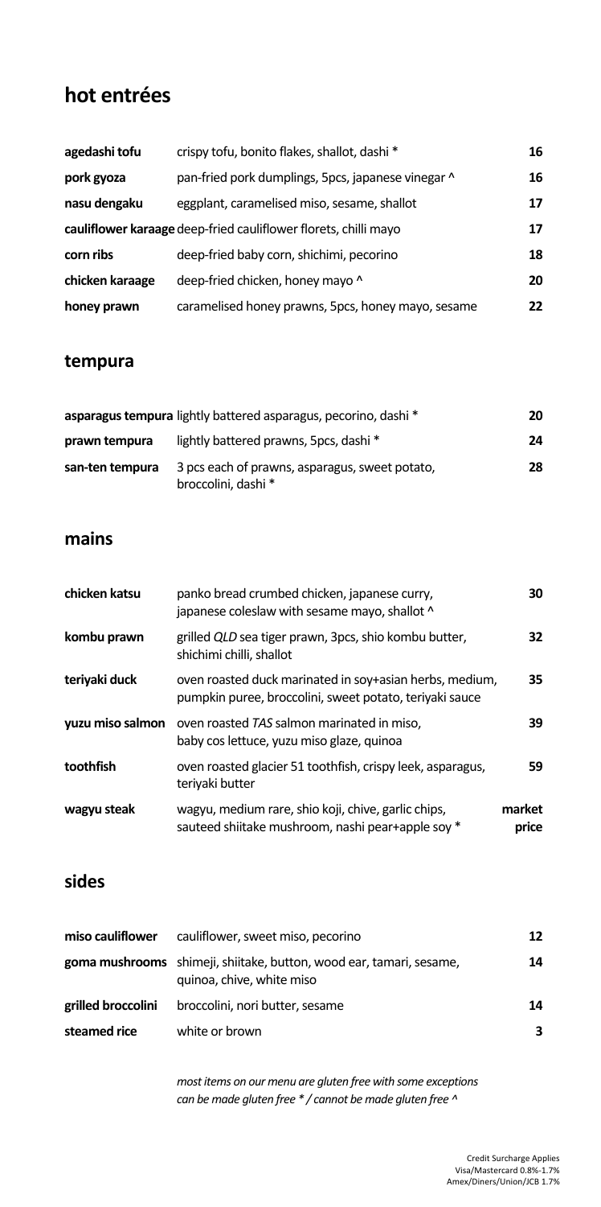## hot entrées

| | | |
|---|---|---|
| **agedashi tofu** | crispy tofu, bonito flakes, shallot, dashi * | 16 |
| **pork gyoza** | pan-fried pork dumplings, 5pcs, japanese vinegar ^ | 16 |
| **nasu dengaku** | eggplant, caramelised miso, sesame, shallot | 17 |
| **cauliflower karaage** | deep-fried cauliflower florets, chilli mayo | 17 |
| **corn ribs** | deep-fried baby corn, shichimi, pecorino | 18 |
| **chicken karaage** | deep-fried chicken, honey mayo ^ | 20 |
| **honey prawn** | caramelised honey prawns, 5pcs, honey mayo, sesame | 22 |

## tempura

| | | |
|---|---|---|
| **asparagus tempura** | lightly battered asparagus, pecorino, dashi * | 20 |
| **prawn tempura** | lightly battered prawns, 5pcs, dashi * | 24 |
| **san-ten tempura** | 3 pcs each of prawns, asparagus, sweet potato, broccolini, dashi * | 28 |

## mains

| | | |
|---|---|---|
| **chicken katsu** | panko bread crumbed chicken, japanese curry, japanese coleslaw with sesame mayo, shallot ^ | 30 |
| **kombu prawn** | grilled *QLD* sea tiger prawn, 3pcs, shio kombu butter, shichimi chilli, shallot | 32 |
| **teriyaki duck** | oven roasted duck marinated in soy+asian herbs, medium, pumpkin puree, broccolini, sweet potato, teriyaki sauce | 35 |
| **yuzu miso salmon** | oven roasted *TAS* salmon marinated in miso, baby cos lettuce, yuzu miso glaze, quinoa | 39 |
| **toothfish** | oven roasted glacier 51 toothfish, crispy leek, asparagus, teriyaki butter | 59 |
| **wagyu steak** | wagyu, medium rare, shio koji, chive, garlic chips, sauteed shiitake mushroom, nashi pear+apple soy * | market price |

## sides

| | | |
|---|---|---|
| **miso cauliflower** | cauliflower, sweet miso, pecorino | 12 |
| **goma mushrooms** | shimeji, shiitake, button, wood ear, tamari, sesame, quinoa, chive, white miso | 14 |
| **grilled broccolini** | broccolini, nori butter, sesame | 14 |
| **steamed rice** | white or brown | 3 |

*most items on our menu are gluten free with some exceptions*
*can be made gluten free * / cannot be made gluten free ^*

Credit Surcharge Applies
Visa/Mastercard 0.8%-1.7%
Amex/Diners/Union/JCB 1.7%